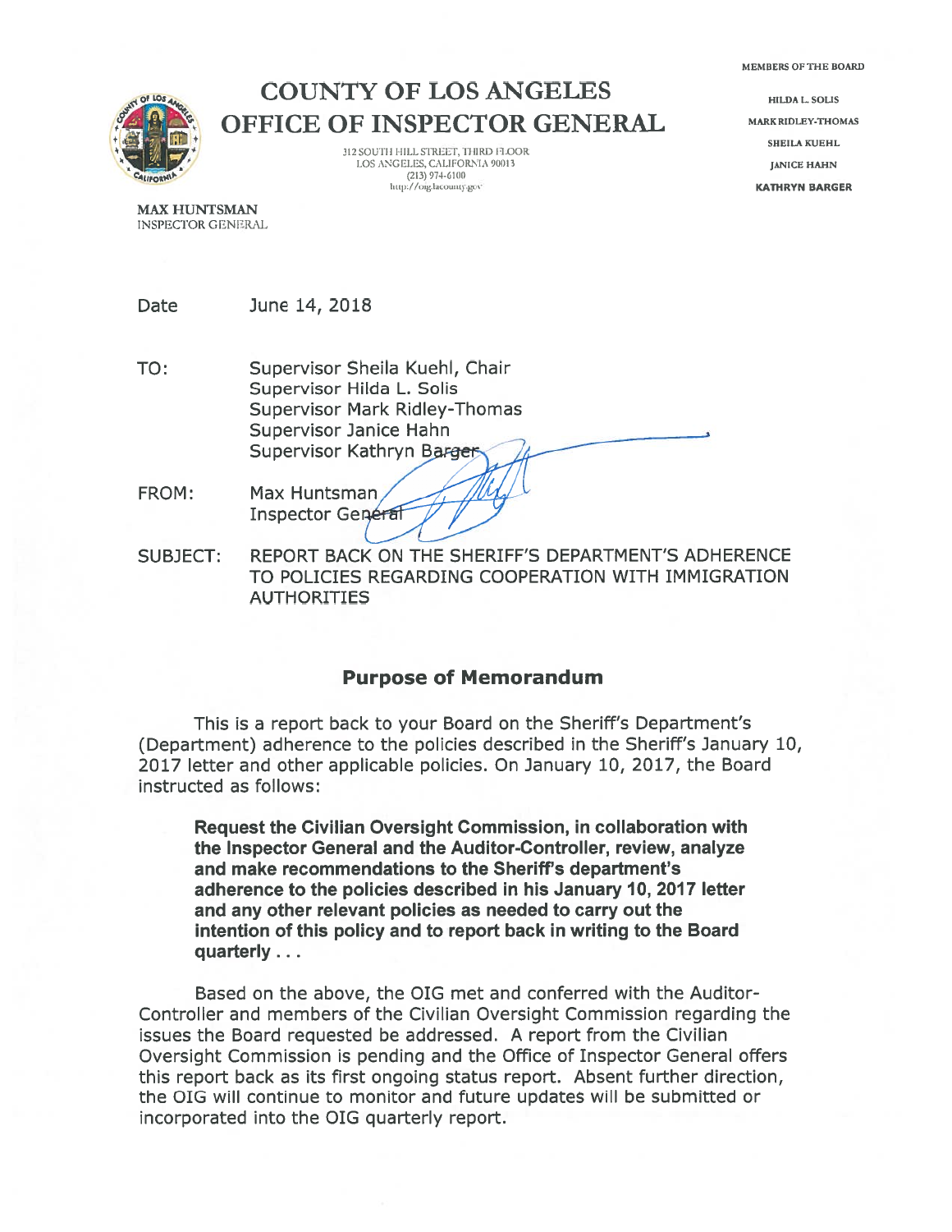# COUNTY OF LOS ANGELES
# OFFICE OF INSPECTOR GENERAL

312 SOUTH HILL STREET, THIRD FLOOR
LOS ANGELES, CALIFORNIA 90013
(213) 974-6100
http://oig.lacounty.gov

MEMBERS OF THE BOARD

HILDA L. SOLIS
MARK RIDLEY-THOMAS
SHEILA KUEHL
JANICE HAHN
**KATHRYN BARGER**

**MAX HUNTSMAN**
INSPECTOR GENERAL

Date June 14, 2018

TO: Supervisor Sheila Kuehl, Chair
Supervisor Hilda L. Solis
Supervisor Mark Ridley-Thomas
Supervisor Janice Hahn
Supervisor Kathryn Barger

FROM: Max Huntsman
Inspector General

SUBJECT: REPORT BACK ON THE SHERIFF'S DEPARTMENT'S ADHERENCE TO POLICIES REGARDING COOPERATION WITH IMMIGRATION AUTHORITIES

## Purpose of Memorandum

This is a report back to your Board on the Sheriff's Department's (Department) adherence to the policies described in the Sheriff's January 10, 2017 letter and other applicable policies. On January 10, 2017, the Board instructed as follows:

> **Request the Civilian Oversight Commission, in collaboration with the Inspector General and the Auditor-Controller, review, analyze and make recommendations to the Sheriff's department's adherence to the policies described in his January 10, 2017 letter and any other relevant policies as needed to carry out the intention of this policy and to report back in writing to the Board quarterly . . .**

Based on the above, the OIG met and conferred with the Auditor-Controller and members of the Civilian Oversight Commission regarding the issues the Board requested be addressed. A report from the Civilian Oversight Commission is pending and the Office of Inspector General offers this report back as its first ongoing status report. Absent further direction, the OIG will continue to monitor and future updates will be submitted or incorporated into the OIG quarterly report.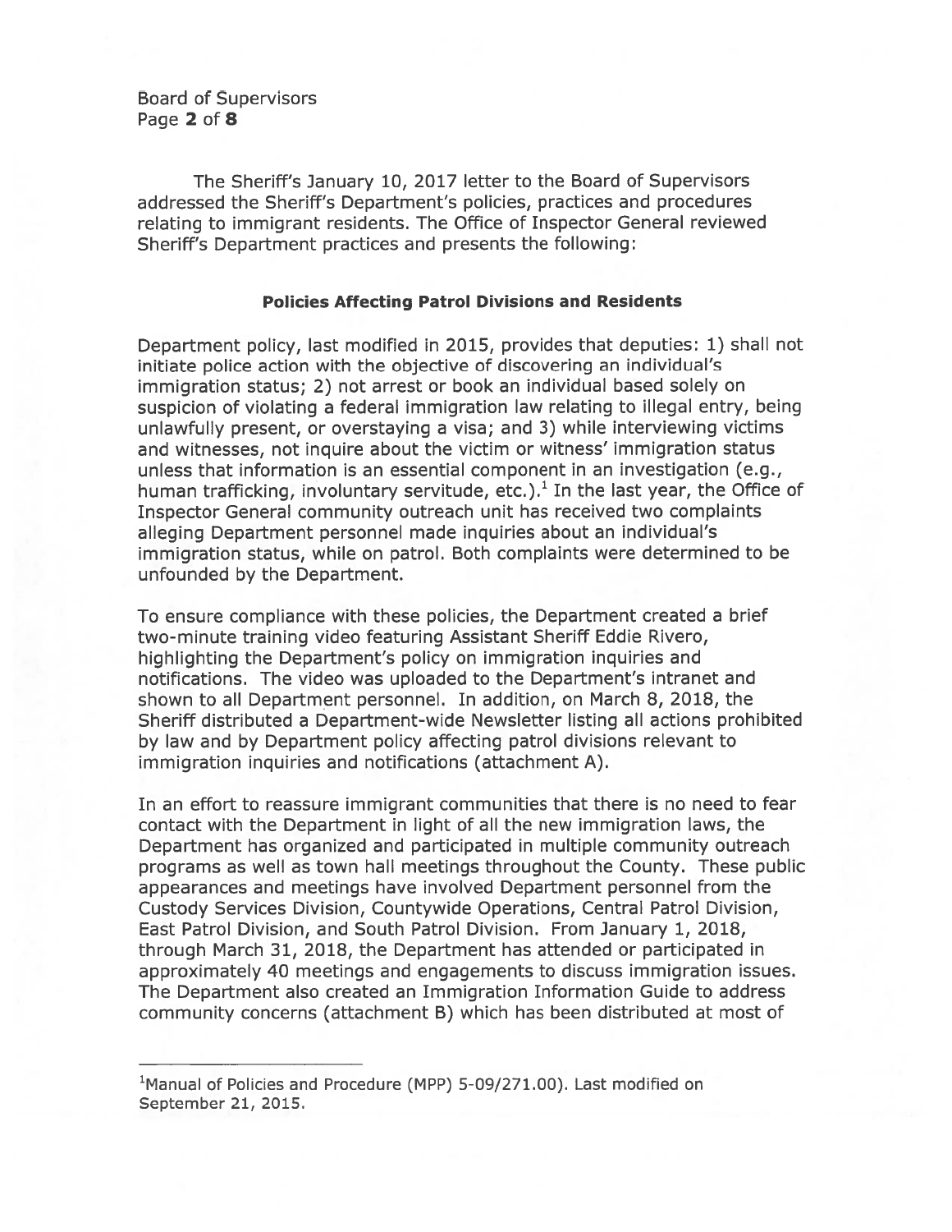The Sheriff's January 10, 2017 letter to the Board of Supervisors addressed the Sheriff's Department's policies, practices and procedures relating to immigrant residents. The Office of Inspector General reviewed Sheriff's Department practices and presents the following:

**Policies Affecting Patrol Divisions and Residents**

Department policy, last modified in 2015, provides that deputies: 1) shall not initiate police action with the objective of discovering an individual's immigration status; 2) not arrest or book an individual based solely on suspicion of violating a federal immigration law relating to illegal entry, being unlawfully present, or overstaying a visa; and 3) while interviewing victims and witnesses, not inquire about the victim or witness' immigration status unless that information is an essential component in an investigation (e.g., human trafficking, involuntary servitude, etc.).[1] In the last year, the Office of Inspector General community outreach unit has received two complaints alleging Department personnel made inquiries about an individual's immigration status, while on patrol. Both complaints were determined to be unfounded by the Department.

To ensure compliance with these policies, the Department created a brief two-minute training video featuring Assistant Sheriff Eddie Rivero, highlighting the Department's policy on immigration inquiries and notifications. The video was uploaded to the Department's intranet and shown to all Department personnel. In addition, on March 8, 2018, the Sheriff distributed a Department-wide Newsletter listing all actions prohibited by law and by Department policy affecting patrol divisions relevant to immigration inquiries and notifications (attachment A).

In an effort to reassure immigrant communities that there is no need to fear contact with the Department in light of all the new immigration laws, the Department has organized and participated in multiple community outreach programs as well as town hall meetings throughout the County. These public appearances and meetings have involved Department personnel from the Custody Services Division, Countywide Operations, Central Patrol Division, East Patrol Division, and South Patrol Division. From January 1, 2018, through March 31, 2018, the Department has attended or participated in approximately 40 meetings and engagements to discuss immigration issues. The Department also created an Immigration Information Guide to address community concerns (attachment B) which has been distributed at most of

---

[1] Manual of Policies and Procedure (MPP) 5-09/271.00). Last modified on September 21, 2015.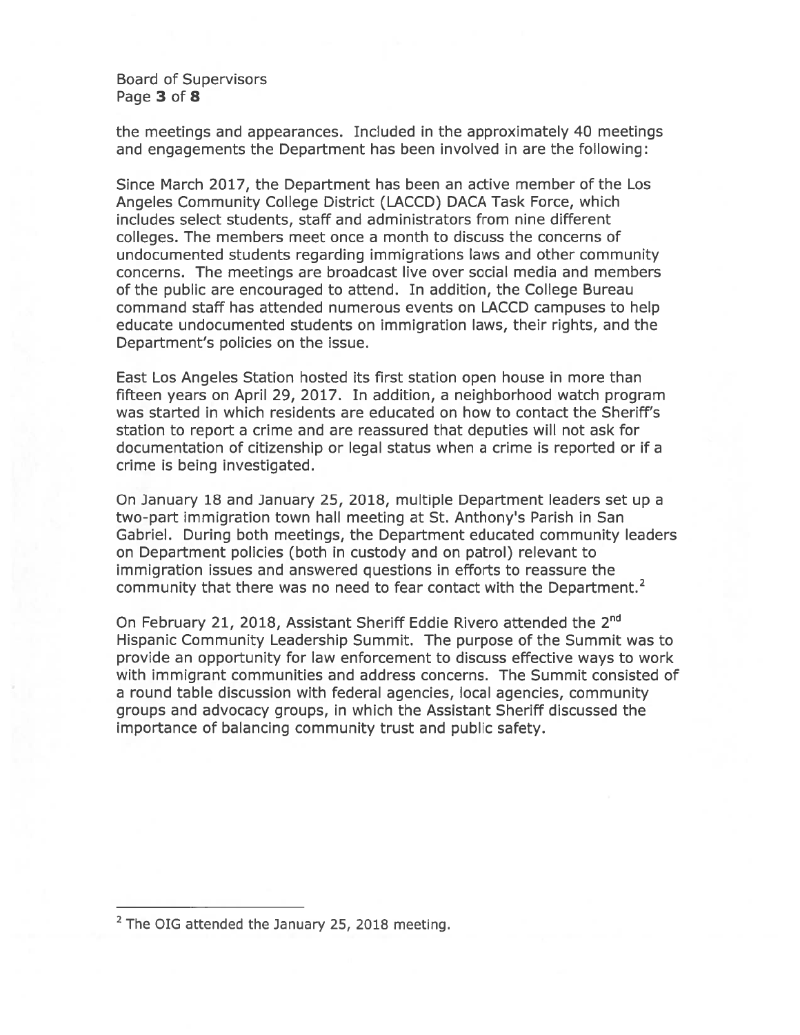the meetings and appearances. Included in the approximately 40 meetings and engagements the Department has been involved in are the following:

Since March 2017, the Department has been an active member of the Los Angeles Community College District (LACCD) DACA Task Force, which includes select students, staff and administrators from nine different colleges. The members meet once a month to discuss the concerns of undocumented students regarding immigrations laws and other community concerns. The meetings are broadcast live over social media and members of the public are encouraged to attend. In addition, the College Bureau command staff has attended numerous events on LACCD campuses to help educate undocumented students on immigration laws, their rights, and the Department's policies on the issue.

East Los Angeles Station hosted its first station open house in more than fifteen years on April 29, 2017. In addition, a neighborhood watch program was started in which residents are educated on how to contact the Sheriff's station to report a crime and are reassured that deputies will not ask for documentation of citizenship or legal status when a crime is reported or if a crime is being investigated.

On January 18 and January 25, 2018, multiple Department leaders set up a two-part immigration town hall meeting at St. Anthony's Parish in San Gabriel. During both meetings, the Department educated community leaders on Department policies (both in custody and on patrol) relevant to immigration issues and answered questions in efforts to reassure the community that there was no need to fear contact with the Department.[2]

On February 21, 2018, Assistant Sheriff Eddie Rivero attended the 2nd Hispanic Community Leadership Summit. The purpose of the Summit was to provide an opportunity for law enforcement to discuss effective ways to work with immigrant communities and address concerns. The Summit consisted of a round table discussion with federal agencies, local agencies, community groups and advocacy groups, in which the Assistant Sheriff discussed the importance of balancing community trust and public safety.

---

[2] The OIG attended the January 25, 2018 meeting.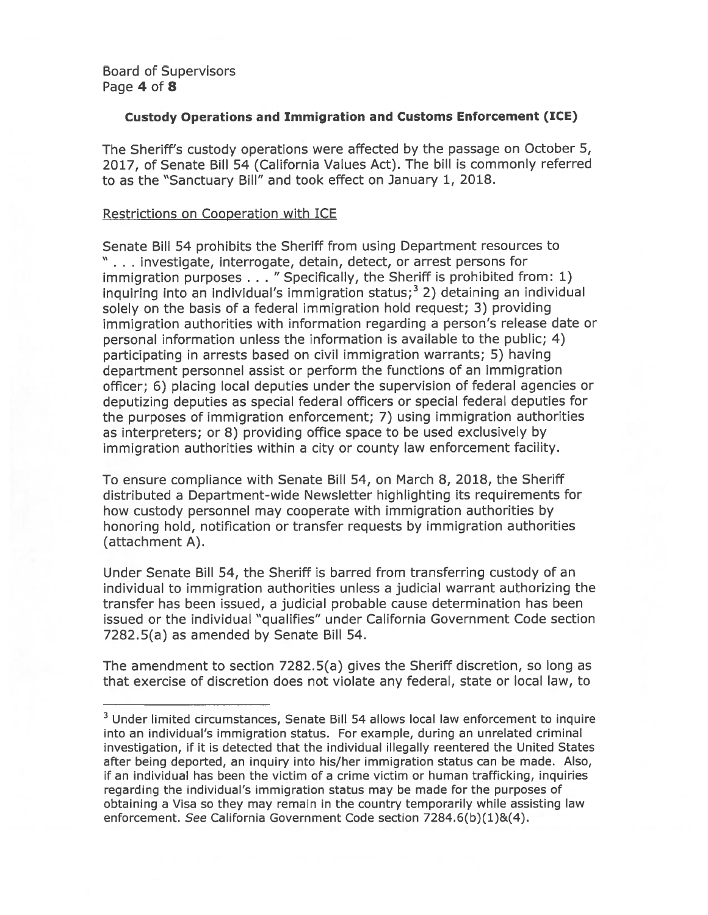**Custody Operations and Immigration and Customs Enforcement (ICE)**

The Sheriff's custody operations were affected by the passage on October 5, 2017, of Senate Bill 54 (California Values Act). The bill is commonly referred to as the "Sanctuary Bill" and took effect on January 1, 2018.

Restrictions on Cooperation with ICE

Senate Bill 54 prohibits the Sheriff from using Department resources to " . . . investigate, interrogate, detain, detect, or arrest persons for immigration purposes . . . " Specifically, the Sheriff is prohibited from: 1) inquiring into an individual's immigration status;[3] 2) detaining an individual solely on the basis of a federal immigration hold request; 3) providing immigration authorities with information regarding a person's release date or personal information unless the information is available to the public; 4) participating in arrests based on civil immigration warrants; 5) having department personnel assist or perform the functions of an immigration officer; 6) placing local deputies under the supervision of federal agencies or deputizing deputies as special federal officers or special federal deputies for the purposes of immigration enforcement; 7) using immigration authorities as interpreters; or 8) providing office space to be used exclusively by immigration authorities within a city or county law enforcement facility.

To ensure compliance with Senate Bill 54, on March 8, 2018, the Sheriff distributed a Department-wide Newsletter highlighting its requirements for how custody personnel may cooperate with immigration authorities by honoring hold, notification or transfer requests by immigration authorities (attachment A).

Under Senate Bill 54, the Sheriff is barred from transferring custody of an individual to immigration authorities unless a judicial warrant authorizing the transfer has been issued, a judicial probable cause determination has been issued or the individual "qualifies" under California Government Code section 7282.5(a) as amended by Senate Bill 54.

The amendment to section 7282.5(a) gives the Sheriff discretion, so long as that exercise of discretion does not violate any federal, state or local law, to

---

[3] Under limited circumstances, Senate Bill 54 allows local law enforcement to inquire into an individual's immigration status. For example, during an unrelated criminal investigation, if it is detected that the individual illegally reentered the United States after being deported, an inquiry into his/her immigration status can be made. Also, if an individual has been the victim of a crime victim or human trafficking, inquiries regarding the individual's immigration status may be made for the purposes of obtaining a Visa so they may remain in the country temporarily while assisting law enforcement. *See* California Government Code section 7284.6(b)(1)&(4).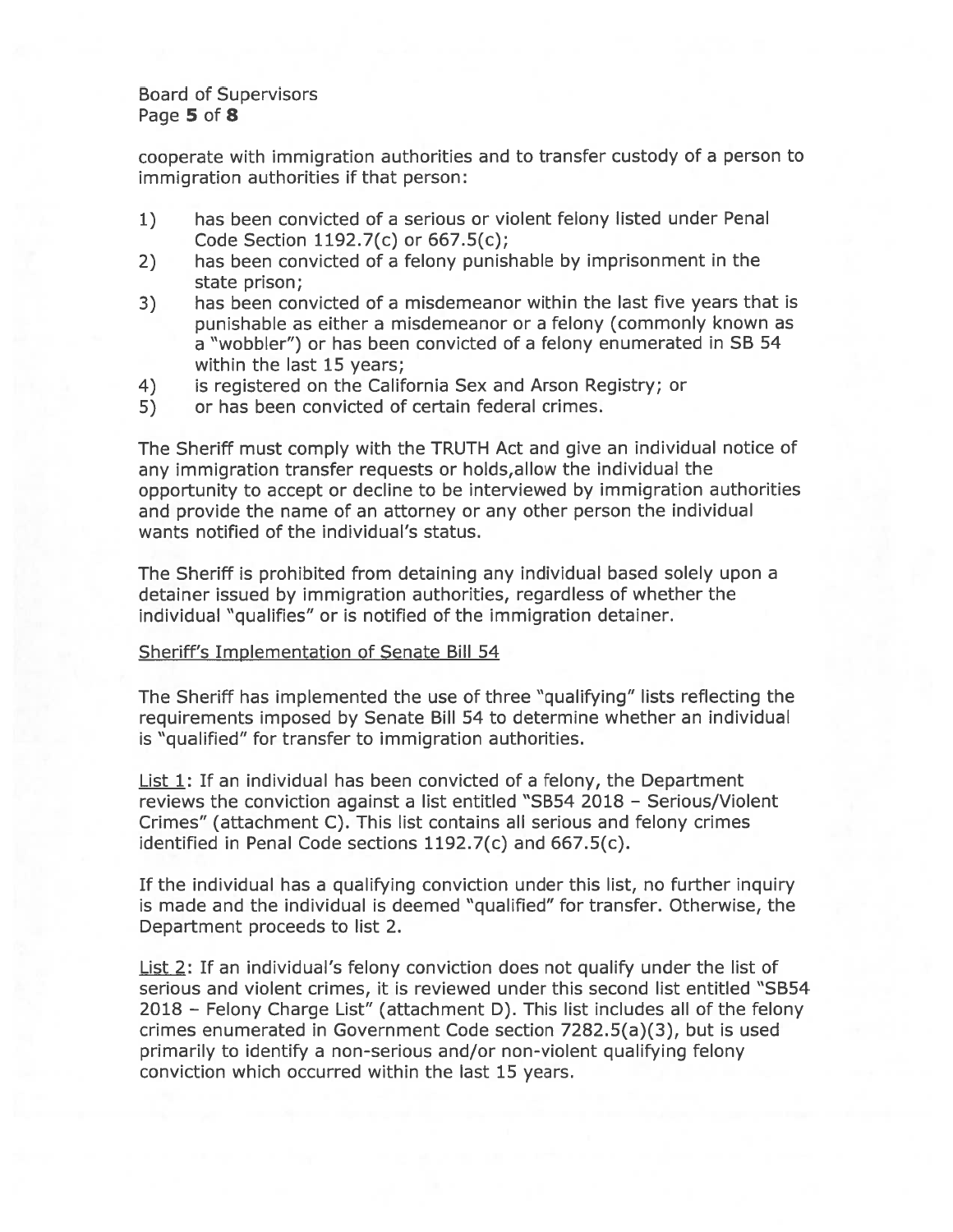cooperate with immigration authorities and to transfer custody of a person to immigration authorities if that person:

1) has been convicted of a serious or violent felony listed under Penal Code Section 1192.7(c) or 667.5(c);
2) has been convicted of a felony punishable by imprisonment in the state prison;
3) has been convicted of a misdemeanor within the last five years that is punishable as either a misdemeanor or a felony (commonly known as a "wobbler") or has been convicted of a felony enumerated in SB 54 within the last 15 years;
4) is registered on the California Sex and Arson Registry; or
5) or has been convicted of certain federal crimes.

The Sheriff must comply with the TRUTH Act and give an individual notice of any immigration transfer requests or holds,allow the individual the opportunity to accept or decline to be interviewed by immigration authorities and provide the name of an attorney or any other person the individual wants notified of the individual's status.

The Sheriff is prohibited from detaining any individual based solely upon a detainer issued by immigration authorities, regardless of whether the individual "qualifies" or is notified of the immigration detainer.

<u>Sheriff's Implementation of Senate Bill 54</u>

The Sheriff has implemented the use of three "qualifying" lists reflecting the requirements imposed by Senate Bill 54 to determine whether an individual is "qualified" for transfer to immigration authorities.

<u>List 1</u>: If an individual has been convicted of a felony, the Department reviews the conviction against a list entitled "SB54 2018 – Serious/Violent Crimes" (attachment C). This list contains all serious and felony crimes identified in Penal Code sections 1192.7(c) and 667.5(c).

If the individual has a qualifying conviction under this list, no further inquiry is made and the individual is deemed "qualified" for transfer. Otherwise, the Department proceeds to list 2.

<u>List 2</u>: If an individual's felony conviction does not qualify under the list of serious and violent crimes, it is reviewed under this second list entitled "SB54 2018 – Felony Charge List" (attachment D). This list includes all of the felony crimes enumerated in Government Code section 7282.5(a)(3), but is used primarily to identify a non-serious and/or non-violent qualifying felony conviction which occurred within the last 15 years.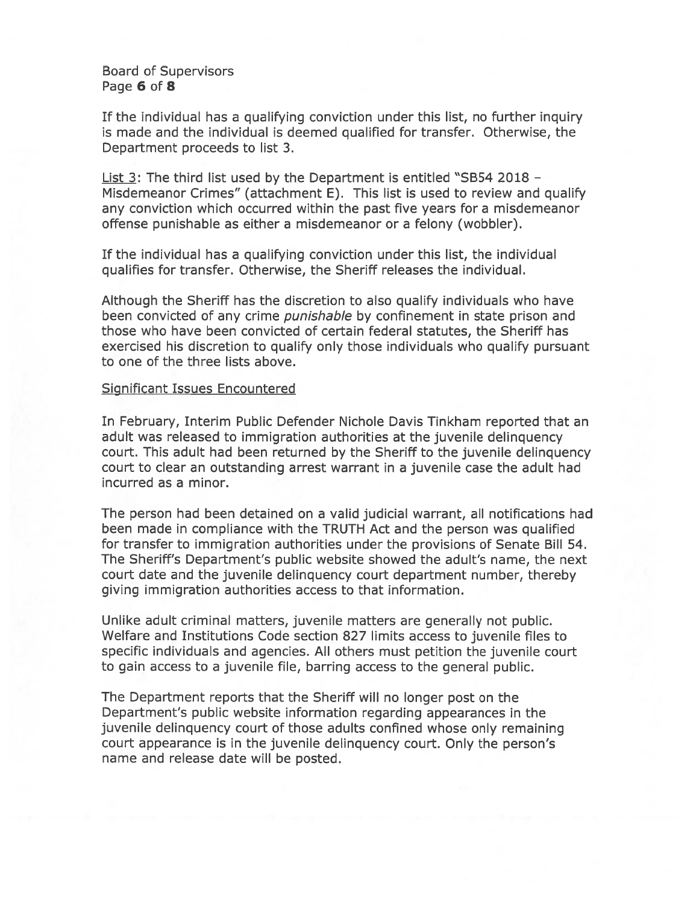If the individual has a qualifying conviction under this list, no further inquiry is made and the individual is deemed qualified for transfer. Otherwise, the Department proceeds to list 3.

List 3: The third list used by the Department is entitled "SB54 2018 – Misdemeanor Crimes" (attachment E). This list is used to review and qualify any conviction which occurred within the past five years for a misdemeanor offense punishable as either a misdemeanor or a felony (wobbler).

If the individual has a qualifying conviction under this list, the individual qualifies for transfer. Otherwise, the Sheriff releases the individual.

Although the Sheriff has the discretion to also qualify individuals who have been convicted of any crime *punishable* by confinement in state prison and those who have been convicted of certain federal statutes, the Sheriff has exercised his discretion to qualify only those individuals who qualify pursuant to one of the three lists above.

## Significant Issues Encountered

In February, Interim Public Defender Nichole Davis Tinkham reported that an adult was released to immigration authorities at the juvenile delinquency court. This adult had been returned by the Sheriff to the juvenile delinquency court to clear an outstanding arrest warrant in a juvenile case the adult had incurred as a minor.

The person had been detained on a valid judicial warrant, all notifications had been made in compliance with the TRUTH Act and the person was qualified for transfer to immigration authorities under the provisions of Senate Bill 54. The Sheriff's Department's public website showed the adult's name, the next court date and the juvenile delinquency court department number, thereby giving immigration authorities access to that information.

Unlike adult criminal matters, juvenile matters are generally not public. Welfare and Institutions Code section 827 limits access to juvenile files to specific individuals and agencies. All others must petition the juvenile court to gain access to a juvenile file, barring access to the general public.

The Department reports that the Sheriff will no longer post on the Department's public website information regarding appearances in the juvenile delinquency court of those adults confined whose only remaining court appearance is in the juvenile delinquency court. Only the person's name and release date will be posted.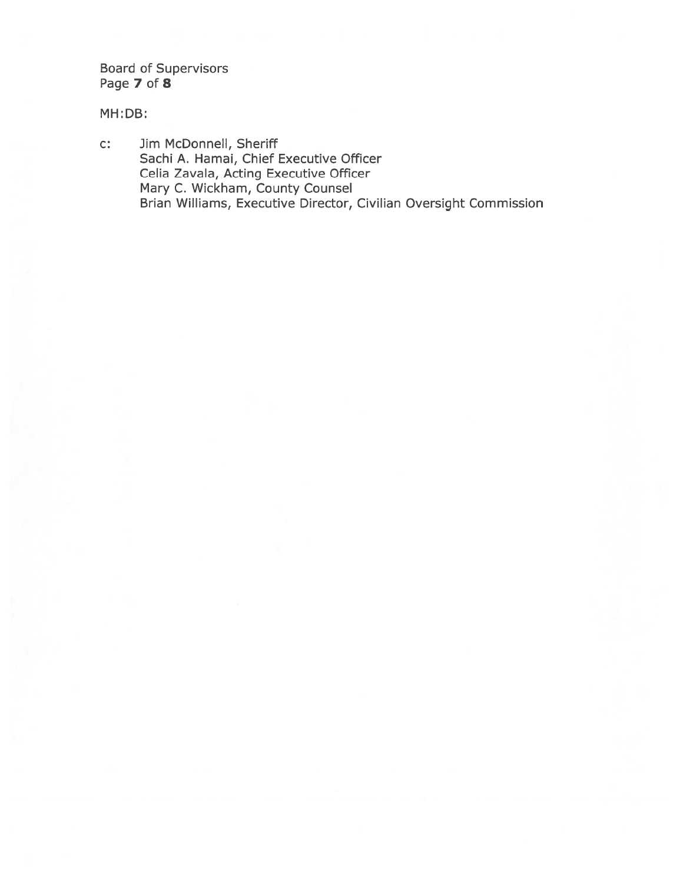MH:DB:

c: Jim McDonnell, Sheriff
Sachi A. Hamai, Chief Executive Officer
Celia Zavala, Acting Executive Officer
Mary C. Wickham, County Counsel
Brian Williams, Executive Director, Civilian Oversight Commission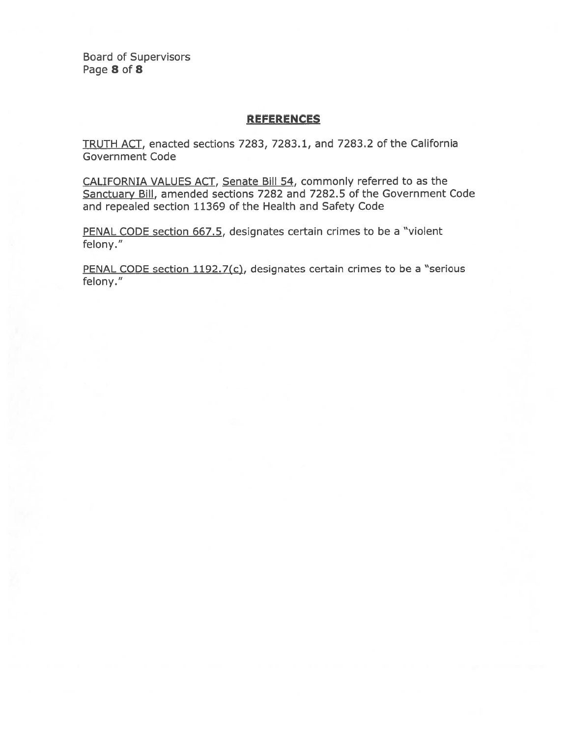## REFERENCES

TRUTH ACT, enacted sections 7283, 7283.1, and 7283.2 of the California Government Code

CALIFORNIA VALUES ACT, Senate Bill 54, commonly referred to as the Sanctuary Bill, amended sections 7282 and 7282.5 of the Government Code and repealed section 11369 of the Health and Safety Code

PENAL CODE section 667.5, designates certain crimes to be a "violent felony."

PENAL CODE section 1192.7(c), designates certain crimes to be a "serious felony."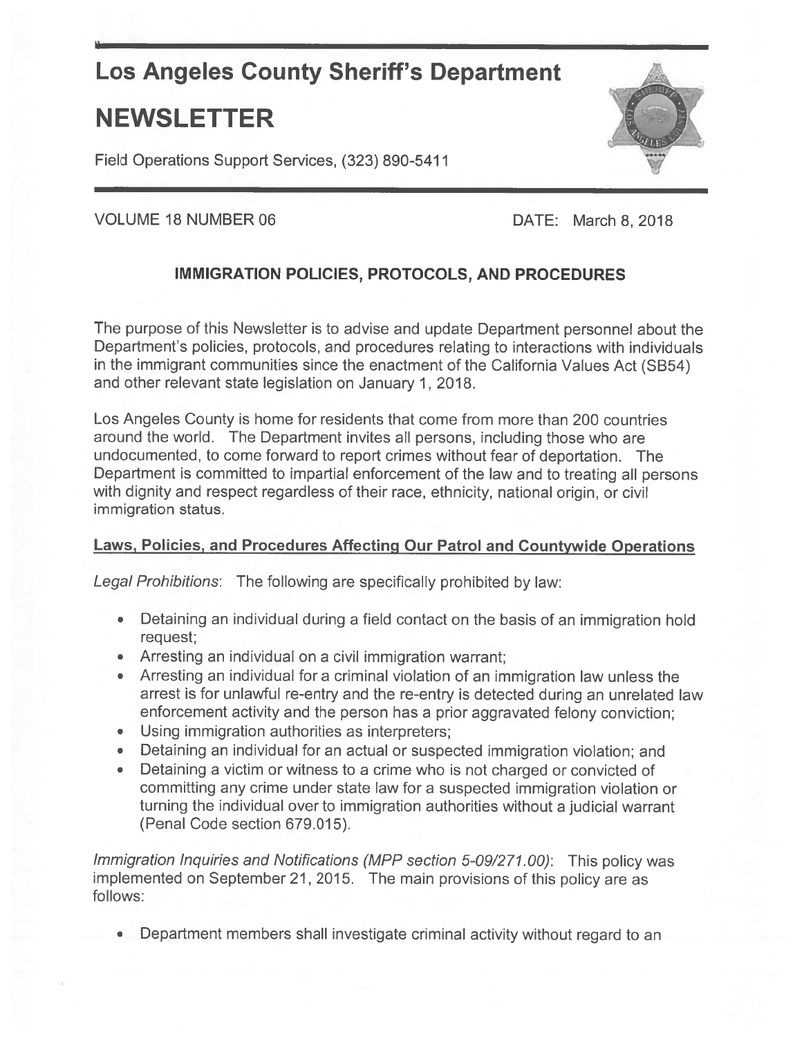# Los Angeles County Sheriff's Department

# NEWSLETTER

Field Operations Support Services, (323) 890-5411

VOLUME 18 NUMBER 06 DATE: March 8, 2018

## IMMIGRATION POLICIES, PROTOCOLS, AND PROCEDURES

The purpose of this Newsletter is to advise and update Department personnel about the Department's policies, protocols, and procedures relating to interactions with individuals in the immigrant communities since the enactment of the California Values Act (SB54) and other relevant state legislation on January 1, 2018.

Los Angeles County is home for residents that come from more than 200 countries around the world. The Department invites all persons, including those who are undocumented, to come forward to report crimes without fear of deportation. The Department is committed to impartial enforcement of the law and to treating all persons with dignity and respect regardless of their race, ethnicity, national origin, or civil immigration status.

### Laws, Policies, and Procedures Affecting Our Patrol and Countywide Operations

*Legal Prohibitions*: The following are specifically prohibited by law:

- Detaining an individual during a field contact on the basis of an immigration hold request;
- Arresting an individual on a civil immigration warrant;
- Arresting an individual for a criminal violation of an immigration law unless the arrest is for unlawful re-entry and the re-entry is detected during an unrelated law enforcement activity and the person has a prior aggravated felony conviction;
- Using immigration authorities as interpreters;
- Detaining an individual for an actual or suspected immigration violation; and
- Detaining a victim or witness to a crime who is not charged or convicted of committing any crime under state law for a suspected immigration violation or turning the individual over to immigration authorities without a judicial warrant (Penal Code section 679.015).

*Immigration Inquiries and Notifications (MPP section 5-09/271.00)*: This policy was implemented on September 21, 2015. The main provisions of this policy are as follows:

- Department members shall investigate criminal activity without regard to an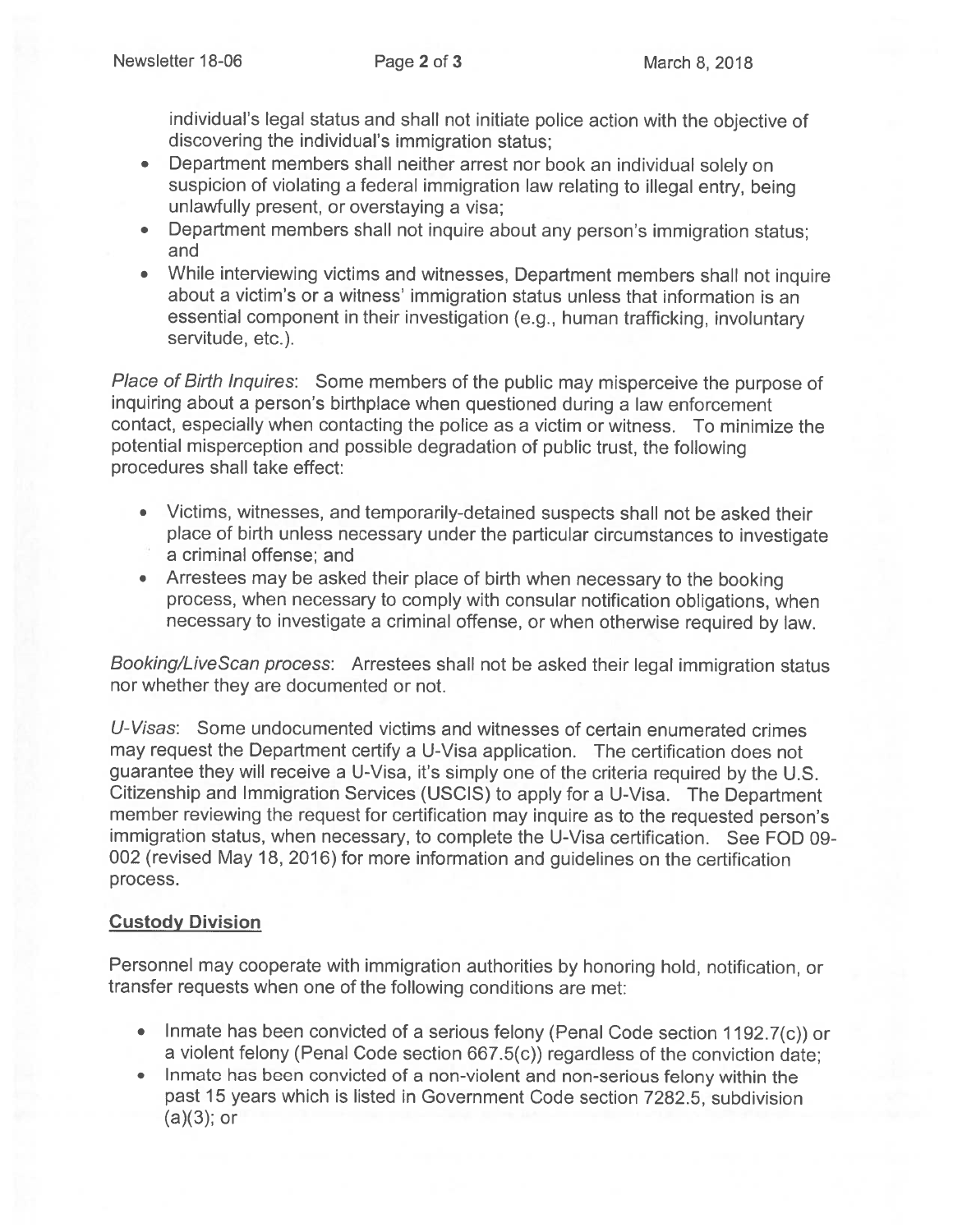individual's legal status and shall not initiate police action with the objective of discovering the individual's immigration status;

- Department members shall neither arrest nor book an individual solely on suspicion of violating a federal immigration law relating to illegal entry, being unlawfully present, or overstaying a visa;
- Department members shall not inquire about any person's immigration status; and
- While interviewing victims and witnesses, Department members shall not inquire about a victim's or a witness' immigration status unless that information is an essential component in their investigation (e.g., human trafficking, involuntary servitude, etc.).

*Place of Birth Inquires*: Some members of the public may misperceive the purpose of inquiring about a person's birthplace when questioned during a law enforcement contact, especially when contacting the police as a victim or witness. To minimize the potential misperception and possible degradation of public trust, the following procedures shall take effect:

- Victims, witnesses, and temporarily-detained suspects shall not be asked their place of birth unless necessary under the particular circumstances to investigate a criminal offense; and
- Arrestees may be asked their place of birth when necessary to the booking process, when necessary to comply with consular notification obligations, when necessary to investigate a criminal offense, or when otherwise required by law.

*Booking/LiveScan process*: Arrestees shall not be asked their legal immigration status nor whether they are documented or not.

*U-Visas*: Some undocumented victims and witnesses of certain enumerated crimes may request the Department certify a U-Visa application. The certification does not guarantee they will receive a U-Visa, it's simply one of the criteria required by the U.S. Citizenship and Immigration Services (USCIS) to apply for a U-Visa. The Department member reviewing the request for certification may inquire as to the requested person's immigration status, when necessary, to complete the U-Visa certification. See FOD 09-002 (revised May 18, 2016) for more information and guidelines on the certification process.

## Custody Division

Personnel may cooperate with immigration authorities by honoring hold, notification, or transfer requests when one of the following conditions are met:

- Inmate has been convicted of a serious felony (Penal Code section 1192.7(c)) or a violent felony (Penal Code section 667.5(c)) regardless of the conviction date;
- Inmate has been convicted of a non-violent and non-serious felony within the past 15 years which is listed in Government Code section 7282.5, subdivision (a)(3); or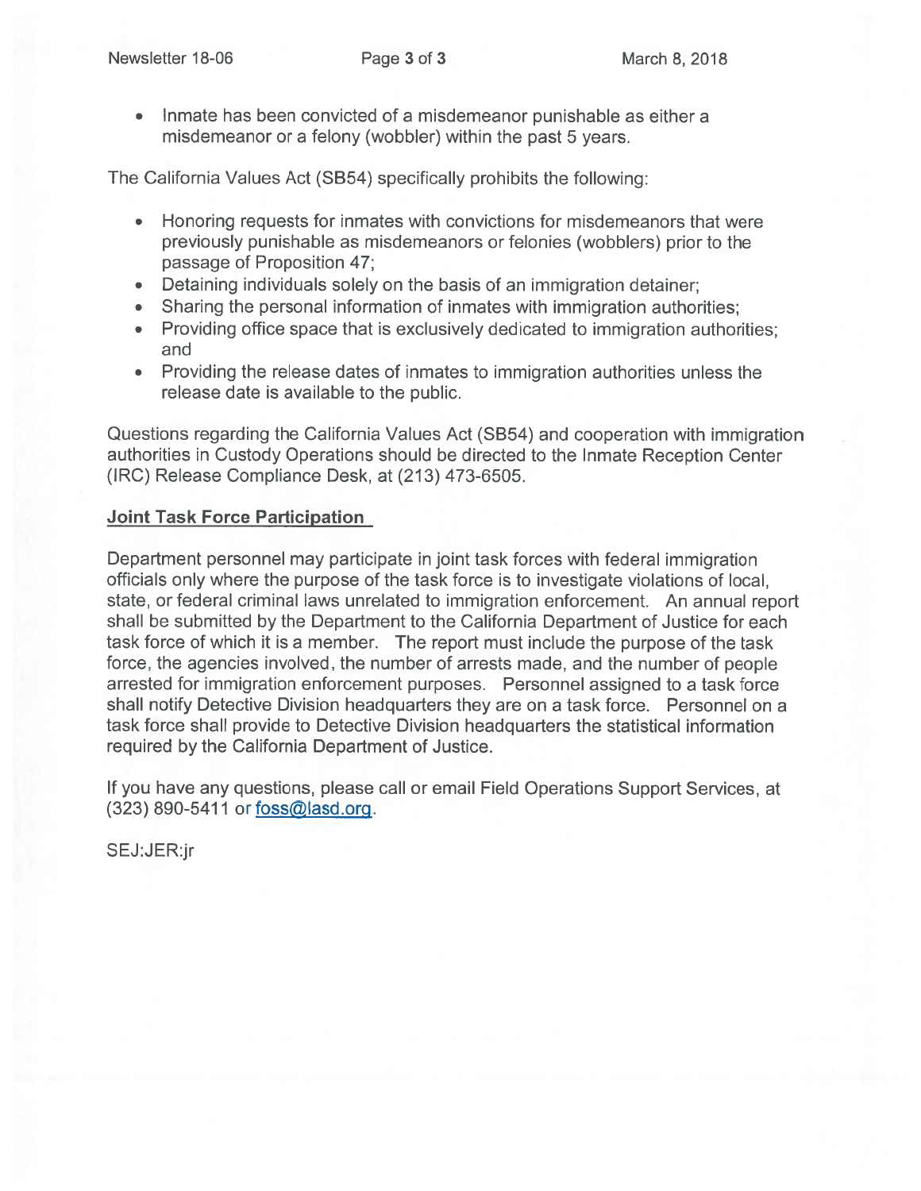- Inmate has been convicted of a misdemeanor punishable as either a misdemeanor or a felony (wobbler) within the past 5 years.

The California Values Act (SB54) specifically prohibits the following:

- Honoring requests for inmates with convictions for misdemeanors that were previously punishable as misdemeanors or felonies (wobblers) prior to the passage of Proposition 47;
- Detaining individuals solely on the basis of an immigration detainer;
- Sharing the personal information of inmates with immigration authorities;
- Providing office space that is exclusively dedicated to immigration authorities; and
- Providing the release dates of inmates to immigration authorities unless the release date is available to the public.

Questions regarding the California Values Act (SB54) and cooperation with immigration authorities in Custody Operations should be directed to the Inmate Reception Center (IRC) Release Compliance Desk, at (213) 473-6505.

**Joint Task Force Participation**

Department personnel may participate in joint task forces with federal immigration officials only where the purpose of the task force is to investigate violations of local, state, or federal criminal laws unrelated to immigration enforcement. An annual report shall be submitted by the Department to the California Department of Justice for each task force of which it is a member. The report must include the purpose of the task force, the agencies involved, the number of arrests made, and the number of people arrested for immigration enforcement purposes. Personnel assigned to a task force shall notify Detective Division headquarters they are on a task force. Personnel on a task force shall provide to Detective Division headquarters the statistical information required by the California Department of Justice.

If you have any questions, please call or email Field Operations Support Services, at (323) 890-5411 or foss@lasd.org.

SEJ:JER:jr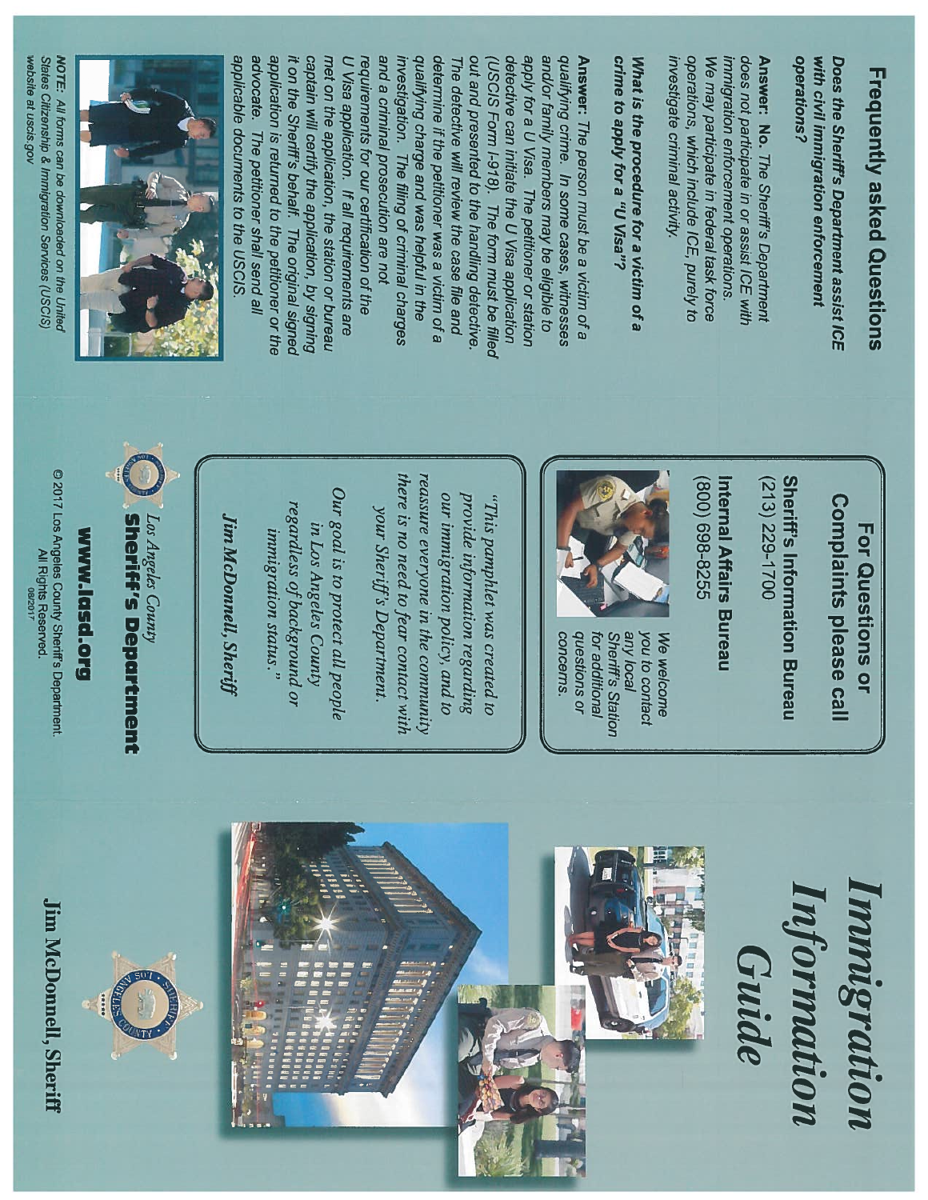## Frequently asked Questions

***Does the Sheriff's Department assist ICE with civil immigration enforcement operations?***

**Answer: No.** *The Sheriff's Department does not participate in or assist ICE with immigration enforcement operations. We may participate in federal task force operations, which include ICE, purely to investigate criminal activity.*

***What is the procedure for a victim of a crime to apply for a "U Visa"?***

**Answer:** The person must be a victim of a qualifying crime. In some cases, witnesses and/or family members may be eligible to apply for a U Visa. The petitioner or station detective can initiate the U Visa application (USCIS Form I-918). The form must be filled out and presented to the handling detective. The detective will review the case file and determine if the petitioner was a victim of a qualifying charge and was helpful in the investigation. The filing of criminal charges and a criminal prosecution are not requirements for our certification of the U Visa application. If all requirements are met on the application, the station or bureau captain will certify the application, by signing it on the Sheriff's behalf. The original signed application is returned to the petitioner or the advocate. The petitioner shall send all applicable documents to the USCIS.

*NOTE: All forms can be downloaded on the United States Citizenship & Immigration Services (USCIS) website at uscis.gov*

## For Questions or Complaints please call

**Sheriff's Information Bureau**
(213) 229-1700

**Internal Affairs Bureau**
(800) 698-8255

We welcome you to contact any local Sheriff's Station for additional questions or concerns.

*"This pamphlet was created to provide information regarding our immigration policy, and to reassure everyone in the community there is no need to fear contact with your Sheriff's Department.*

*Our goal is to protect all people in Los Angeles County regardless of background or immigration status."*

*Jim McDonnell, Sheriff*

*Los Angeles County*
**Sheriff's Department**

**www.lasd.org**

© 2017 Los Angeles County Sheriff's Department. All Rights Reserved.
08/2017

# *Immigration Information Guide*

Jim McDonnell, Sheriff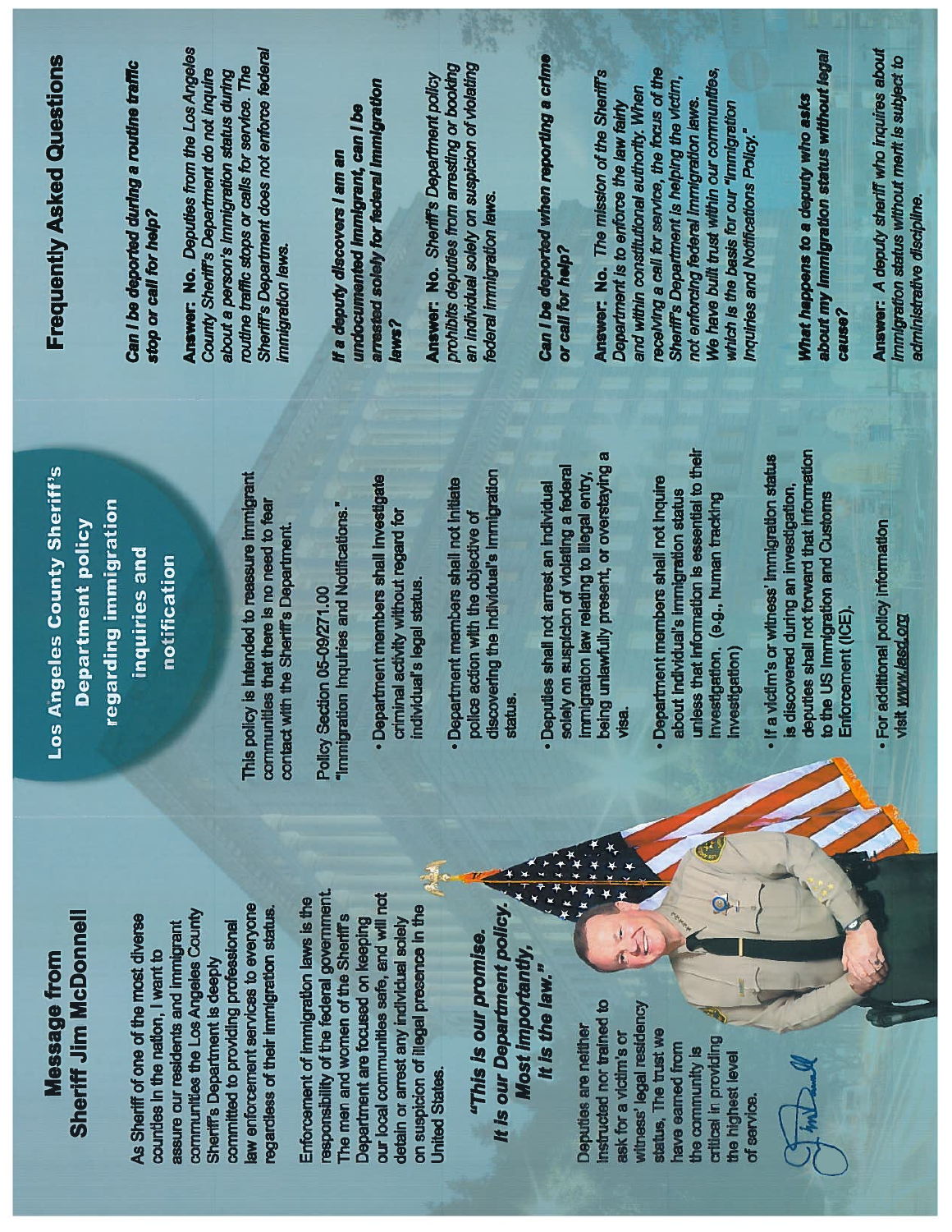## Message from Sheriff Jim McDonnell

As Sheriff of one of the most diverse counties in the nation, I want to assure our residents and immigrant communities the Los Angeles County Sheriff's Department is deeply committed to providing professional law enforcement services to everyone regardless of their immigration status.

Enforcement of immigration laws is the responsibility of the federal government. The men and women of the Sheriff's Department are focused on keeping our local communities safe, and will not detain or arrest any individual solely on suspicion of illegal presence in the United States.

***"This is our promise. It is our Department policy. Most importantly, it is the law."***

Deputies are neither instructed nor trained to ask for a victim's or witness' legal residency status. The trust we have earned from the community is critical in providing the highest level of service.

## Los Angeles County Sheriff's Department policy regarding immigration inquiries and notification

This policy is intended to reassure immigrant communities that there is no need to fear contact with the Sheriff's Department.

Policy Section 05-09/271.00 "Immigration Inquiries and Notifications."

- Department members shall investigate criminal activity without regard for individual's legal status.
- Department members shall not initiate police action with the objective of discovering the individual's immigration status.
- Deputies shall not arrest an individual solely on suspicion of violating a federal immigration law relating to illegal entry, being unlawfully present, or overstaying a visa.
- Department members shall not inquire about individual's immigration status unless that information is essential to their investigation. (e.g., human tracking investigation)
- If a victim's or witness' immigration status is discovered during an investigation, deputies shall not forward that information to the US Immigration and Customs Enforcement (ICE).
- For additional policy information visit www.lasd.org

## Frequently Asked Questions

***Can I be deported during a routine traffic stop or call for help?***

**Answer: No.** *Deputies from the Los Angeles County Sheriff's Department do not inquire about a person's immigration status during routine traffic stops or calls for service. The Sheriff's Department does not enforce federal immigration laws.*

***If a deputy discovers I am an undocumented immigrant, can I be arrested solely for federal immigration laws?***

**Answer: No.** *Sheriff's Department policy prohibits deputies from arresting or booking an individual solely on suspicion of violating federal immigration laws.*

***Can I be deported when reporting a crime or call for help?***

**Answer: No.** *The mission of the Sheriff's Department is to enforce the law fairly and within constitutional authority. When receiving a call for service, the focus of the Sheriff's Department is helping the victim, not enforcing federal immigration laws. We have built trust within our communities, which is the basis for our "Immigration Inquiries and Notifications Policy."*

***What happens to a deputy who asks about my immigration status without legal cause?***

**Answer:** *A deputy sheriff who inquires about immigration status without merit is subject to administrative discipline.*